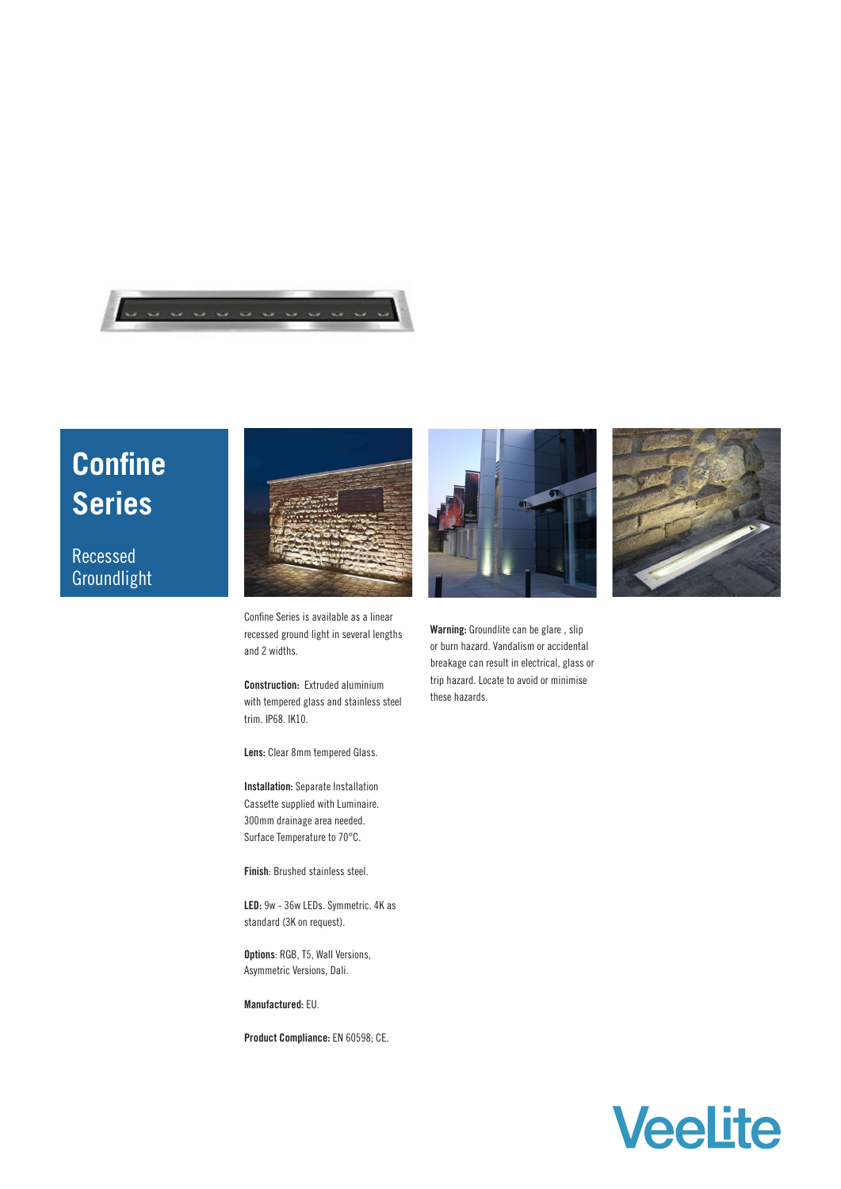# Confine Series

## Recessed Groundlight

Confine Series is available as a linear recessed ground light in several lengths and 2 widths.

**Construction:** Extruded aluminium with tempered glass and stainless steel trim. IP68. IK10.

**Lens:** Clear 8mm tempered Glass.

**Installation:** Separate Installation Cassette supplied with Luminaire. 300mm drainage area needed. Surface Temperature to 70°C.

**Finish**: Brushed stainless steel.

**LED:** 9w - 36w LEDs. Symmetric. 4K as standard (3K on request).

**Options**: RGB, T5, Wall Versions, Asymmetric Versions, Dali.

**Manufactured:** EU.

**Product Compliance:** EN 60598; CE.

**Warning:** Groundlite can be glare , slip or burn hazard. Vandalism or accidental breakage can result in electrical, glass or trip hazard. Locate to avoid or minimise these hazards.

Veelite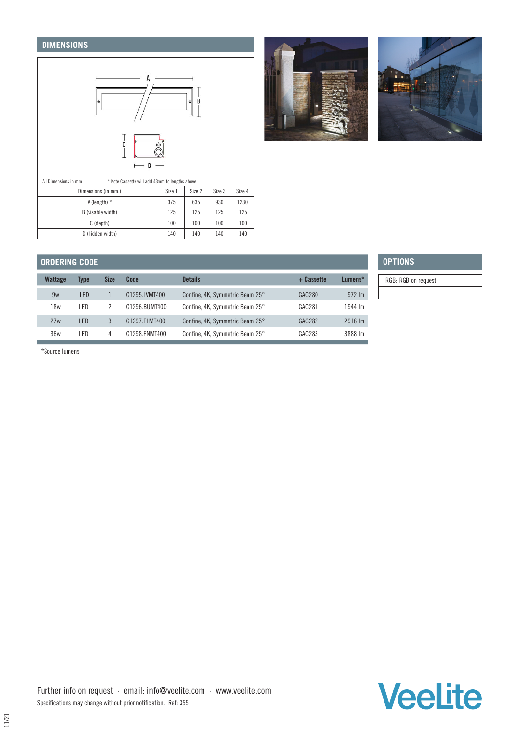## DIMENSIONS

All Dimensions in mm. * Note Cassette will add 43mm to lengths above.

| Dimensions (in mm.) | Size 1 | Size 2 | Size 3 | Size 4 |
|---|---|---|---|---|
| A (length) * | 375 | 635 | 930 | 1230 |
| B (visable width) | 125 | 125 | 125 | 125 |
| C (depth) | 100 | 100 | 100 | 100 |
| D (hidden width) | 140 | 140 | 140 | 140 |

## ORDERING CODE

| Wattage | Type | Size | Code | Details | + Cassette | Lumens* |
|---|---|---|---|---|---|---|
| 9w | LED | 1 | G1295.LVMT400 | Confine, 4K, Symmetric Beam 25° | GAC280 | 972 lm |
| 18w | LED | 2 | G1296.BUMT400 | Confine, 4K, Symmetric Beam 25° | GAC281 | 1944 lm |
| 27w | LED | 3 | G1297.ELMT400 | Confine, 4K, Symmetric Beam 25° | GAC282 | 2916 lm |
| 36w | LED | 4 | G1298.ENMT400 | Confine, 4K, Symmetric Beam 25° | GAC283 | 3888 lm |

*Source lumens

## OPTIONS

RGB: RGB on request

Further info on request · email: info@veelite.com · www.veelite.com

Specifications may change without prior notification. Ref: 355

Veelite

11/21